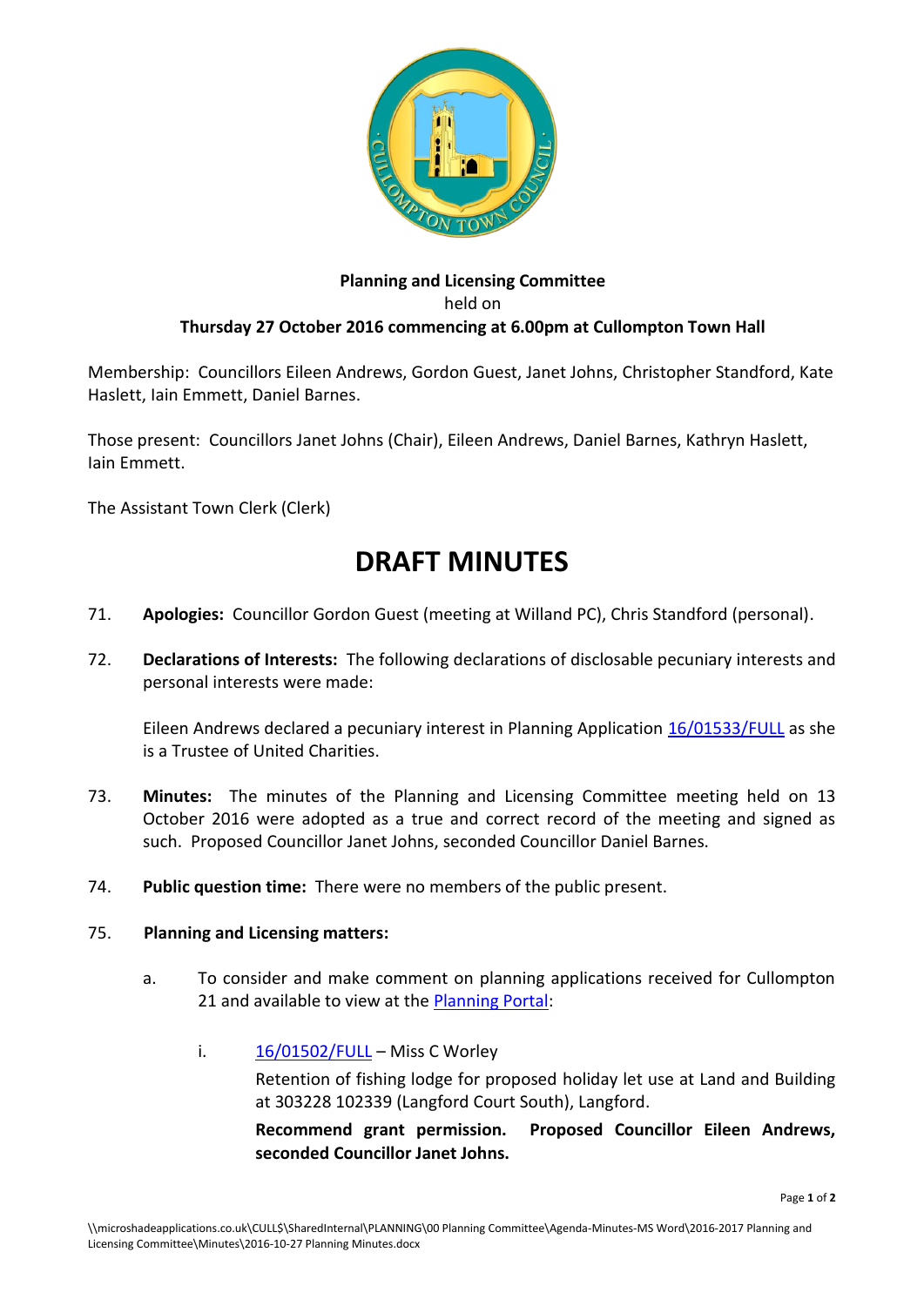**Planning and Licensing Committee**
held on
**Thursday 27 October 2016 commencing at 6.00pm at Cullompton Town Hall**

Membership: Councillors Eileen Andrews, Gordon Guest, Janet Johns, Christopher Standford, Kate Haslett, Iain Emmett, Daniel Barnes.

Those present: Councillors Janet Johns (Chair), Eileen Andrews, Daniel Barnes, Kathryn Haslett, Iain Emmett.

The Assistant Town Clerk (Clerk)

# DRAFT MINUTES

71. **Apologies:** Councillor Gordon Guest (meeting at Willand PC), Chris Standford (personal).

72. **Declarations of Interests:** The following declarations of disclosable pecuniary interests and personal interests were made:

    Eileen Andrews declared a pecuniary interest in Planning Application 16/01533/FULL as she is a Trustee of United Charities.

73. **Minutes:** The minutes of the Planning and Licensing Committee meeting held on 13 October 2016 were adopted as a true and correct record of the meeting and signed as such. Proposed Councillor Janet Johns, seconded Councillor Daniel Barnes.

74. **Public question time:** There were no members of the public present.

75. **Planning and Licensing matters:**

    a. To consider and make comment on planning applications received for Cullompton 21 and available to view at the Planning Portal:

       i. 16/01502/FULL – Miss C Worley

          Retention of fishing lodge for proposed holiday let use at Land and Building at 303228 102339 (Langford Court South), Langford.

          **Recommend grant permission. Proposed Councillor Eileen Andrews, seconded Councillor Janet Johns.**

\\microshadeapplications.co.uk\CULL$\SharedInternal\PLANNING\00 Planning Committee\Agenda-Minutes-MS Word\2016-2017 Planning and Licensing Committee\Minutes\2016-10-27 Planning Minutes.docx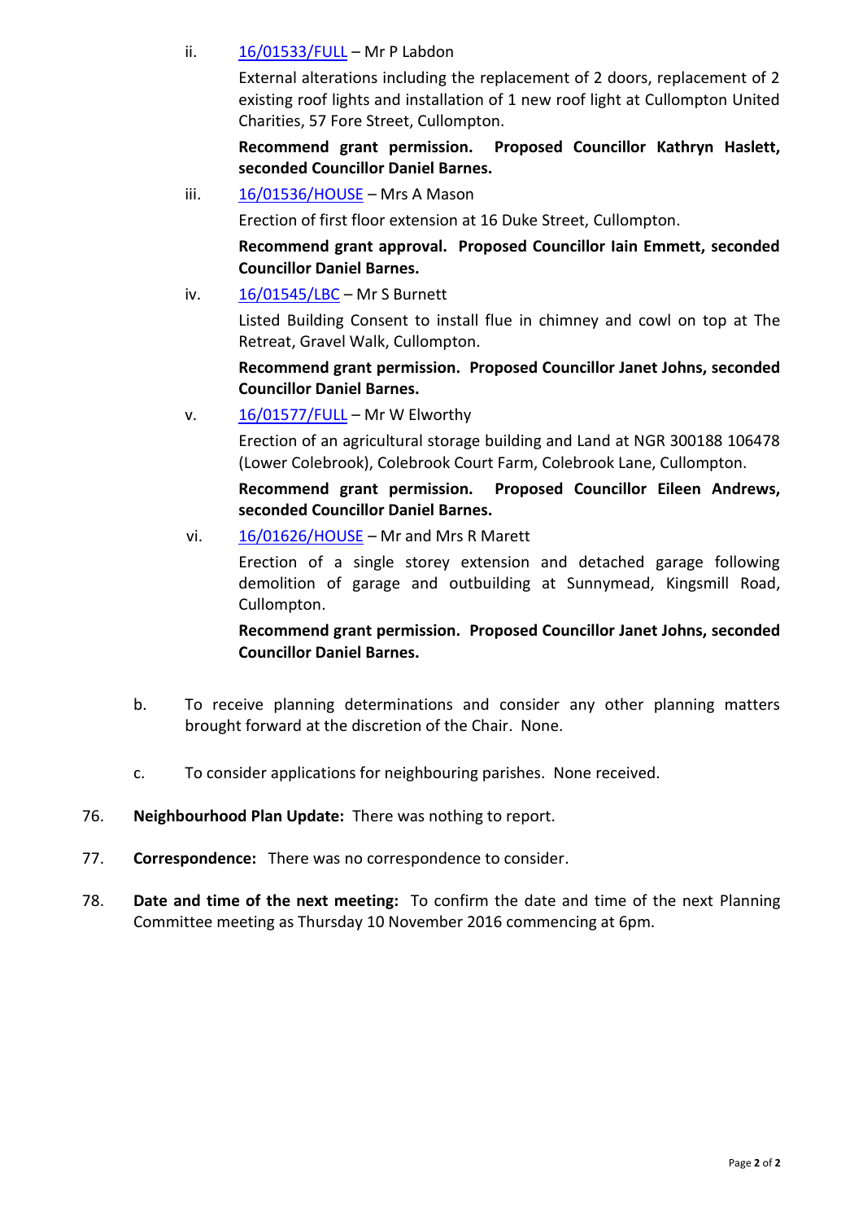ii. 16/01533/FULL – Mr P Labdon

External alterations including the replacement of 2 doors, replacement of 2 existing roof lights and installation of 1 new roof light at Cullompton United Charities, 57 Fore Street, Cullompton.

**Recommend grant permission. Proposed Councillor Kathryn Haslett, seconded Councillor Daniel Barnes.**

iii. 16/01536/HOUSE – Mrs A Mason

Erection of first floor extension at 16 Duke Street, Cullompton.

**Recommend grant approval. Proposed Councillor Iain Emmett, seconded Councillor Daniel Barnes.**

iv. 16/01545/LBC – Mr S Burnett

Listed Building Consent to install flue in chimney and cowl on top at The Retreat, Gravel Walk, Cullompton.

**Recommend grant permission. Proposed Councillor Janet Johns, seconded Councillor Daniel Barnes.**

v. 16/01577/FULL – Mr W Elworthy

Erection of an agricultural storage building and Land at NGR 300188 106478 (Lower Colebrook), Colebrook Court Farm, Colebrook Lane, Cullompton.

**Recommend grant permission. Proposed Councillor Eileen Andrews, seconded Councillor Daniel Barnes.**

vi. 16/01626/HOUSE – Mr and Mrs R Marett

Erection of a single storey extension and detached garage following demolition of garage and outbuilding at Sunnymead, Kingsmill Road, Cullompton.

**Recommend grant permission. Proposed Councillor Janet Johns, seconded Councillor Daniel Barnes.**

b. To receive planning determinations and consider any other planning matters brought forward at the discretion of the Chair. None.

c. To consider applications for neighbouring parishes. None received.

76. **Neighbourhood Plan Update:** There was nothing to report.

77. **Correspondence:** There was no correspondence to consider.

78. **Date and time of the next meeting:** To confirm the date and time of the next Planning Committee meeting as Thursday 10 November 2016 commencing at 6pm.